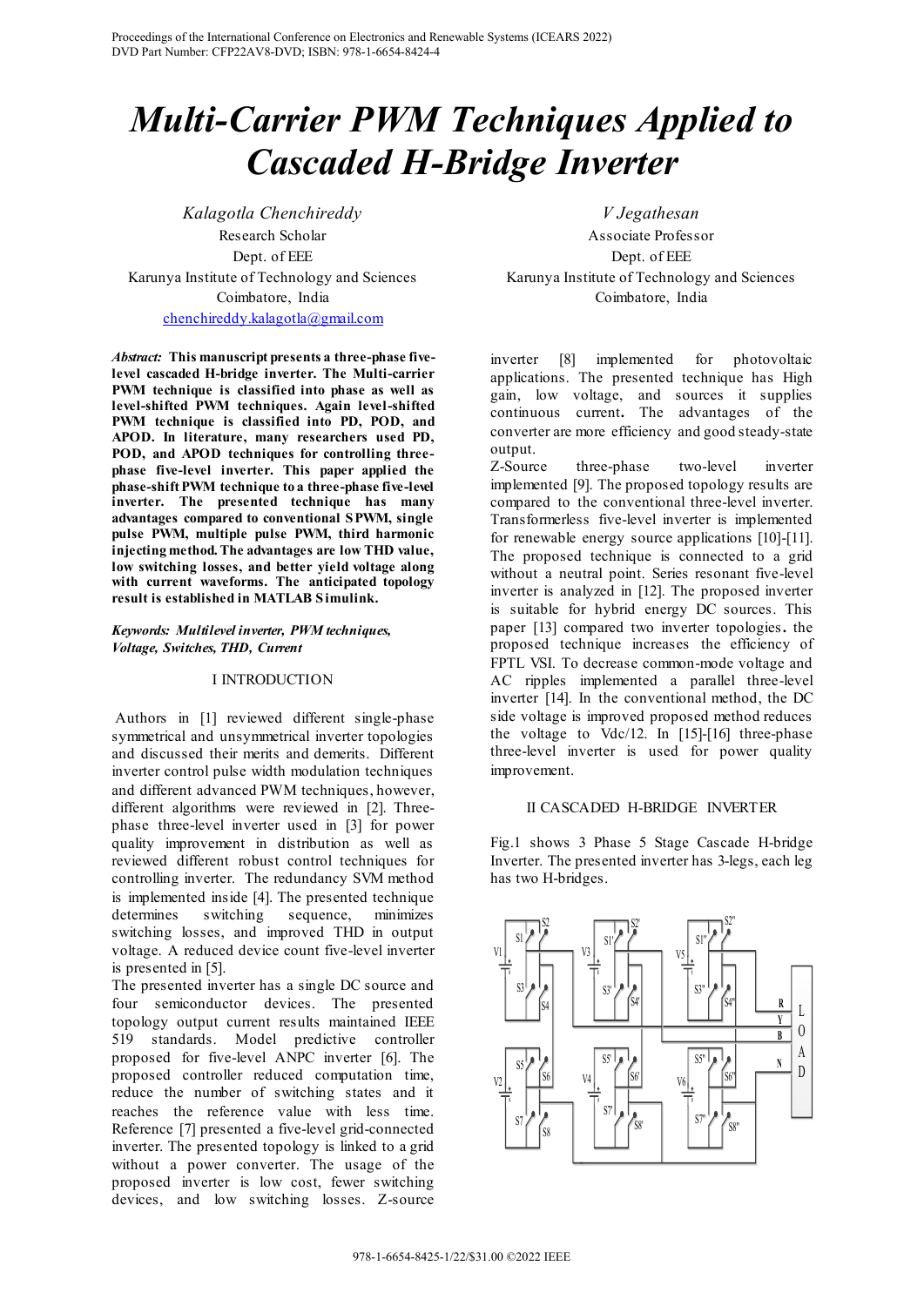Proceedings of the International Conference on Electronics and Renewable Systems (ICEARS 2022)
DVD Part Number: CFP22AV8-DVD; ISBN: 978-1-6654-8424-4

# Multi-Carrier PWM Techniques Applied to Cascaded H-Bridge Inverter

*Kalagotla Chenchireddy*
Research Scholar
Dept. of EEE
Karunya Institute of Technology and Sciences
Coimbatore, India
chenchireddy.kalagotla@gmail.com

*V Jegathesan*
Associate Professor
Dept. of EEE
Karunya Institute of Technology and Sciences
Coimbatore, India

***Abstract:*** **This manuscript presents a three-phase five-level cascaded H-bridge inverter. The Multi-carrier PWM technique is classified into phase as well as level-shifted PWM techniques. Again level-shifted PWM technique is classified into PD, POD, and APOD. In literature, many researchers used PD, POD, and APOD techniques for controlling three-phase five-level inverter. This paper applied the phase-shift PWM technique to a three-phase five-level inverter. The presented technique has many advantages compared to conventional SPWM, single pulse PWM, multiple pulse PWM, third harmonic injecting method. The advantages are low THD value, low switching losses, and better yield voltage along with current waveforms. The anticipated topology result is established in MATLAB Simulink.**

***Keywords: Multilevel inverter, PWM techniques, Voltage, Switches, THD, Current***

## I INTRODUCTION

Authors in [1] reviewed different single-phase symmetrical and unsymmetrical inverter topologies and discussed their merits and demerits. Different inverter control pulse width modulation techniques and different advanced PWM techniques, however, different algorithms were reviewed in [2]. Three-phase three-level inverter used in [3] for power quality improvement in distribution as well as reviewed different robust control techniques for controlling inverter. The redundancy SVM method is implemented inside [4]. The presented technique determines switching sequence, minimizes switching losses, and improved THD in output voltage. A reduced device count five-level inverter is presented in [5].

The presented inverter has a single DC source and four semiconductor devices. The presented topology output current results maintained IEEE 519 standards. Model predictive controller proposed for five-level ANPC inverter [6]. The proposed controller reduced computation time, reduce the number of switching states and it reaches the reference value with less time. Reference [7] presented a five-level grid-connected inverter. The presented topology is linked to a grid without a power converter. The usage of the proposed inverter is low cost, fewer switching devices, and low switching losses. Z-source inverter [8] implemented for photovoltaic applications. The presented technique has High gain, low voltage, and sources it supplies continuous current**.** The advantages of the converter are more efficiency and good steady-state output.

Z-Source three-phase two-level inverter implemented [9]. The proposed topology results are compared to the conventional three-level inverter. Transformerless five-level inverter is implemented for renewable energy source applications [10]-[11]. The proposed technique is connected to a grid without a neutral point. Series resonant five-level inverter is analyzed in [12]. The proposed inverter is suitable for hybrid energy DC sources. This paper [13] compared two inverter topologies**.** the proposed technique increases the efficiency of FPTL VSI. To decrease common-mode voltage and AC ripples implemented a parallel three-level inverter [14]. In the conventional method, the DC side voltage is improved proposed method reduces the voltage to Vdc/12. In [15]-[16] three-phase three-level inverter is used for power quality improvement.

## II CASCADED H-BRIDGE INVERTER

Fig.1 shows 3 Phase 5 Stage Cascade H-bridge Inverter. The presented inverter has 3-legs, each leg has two H-bridges.

978-1-6654-8425-1/22/$31.00 ©2022 IEEE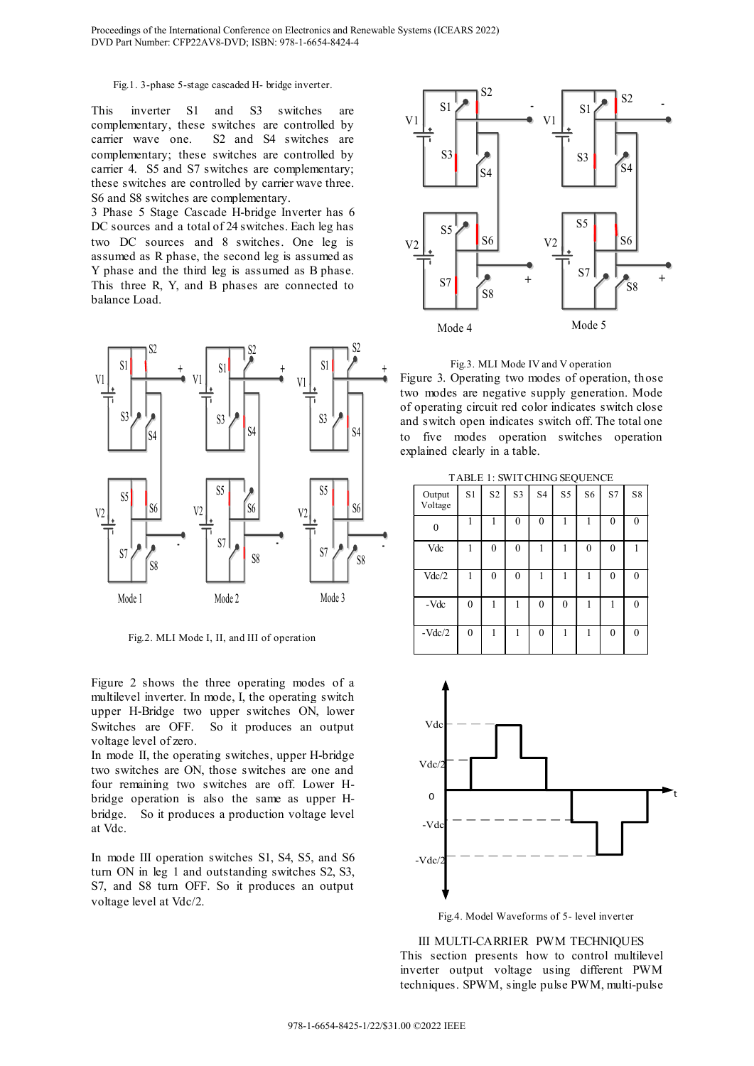Fig.1. 3-phase 5-stage cascaded H- bridge inverter.

This inverter S1 and S3 switches are complementary, these switches are controlled by carrier wave one. S2 and S4 switches are complementary; these switches are controlled by carrier 4. S5 and S7 switches are complementary; these switches are controlled by carrier wave three. S6 and S8 switches are complementary.

3 Phase 5 Stage Cascade H-bridge Inverter has 6 DC sources and a total of 24 switches. Each leg has two DC sources and 8 switches. One leg is assumed as R phase, the second leg is assumed as Y phase and the third leg is assumed as B phase. This three R, Y, and B phases are connected to balance Load.

Fig.2. MLI Mode I, II, and III of operation

Figure 2 shows the three operating modes of a multilevel inverter. In mode, I, the operating switch upper H-Bridge two upper switches ON, lower Switches are OFF. So it produces an output voltage level of zero.

In mode II, the operating switches, upper H-bridge two switches are ON, those switches are one and four remaining two switches are off. Lower H-bridge operation is also the same as upper H-bridge. So it produces a production voltage level at Vdc.

In mode III operation switches S1, S4, S5, and S6 turn ON in leg 1 and outstanding switches S2, S3, S7, and S8 turn OFF. So it produces an output voltage level at Vdc/2.

Fig.3. MLI Mode IV and V operation

Figure 3. Operating two modes of operation, those two modes are negative supply generation. Mode of operating circuit red color indicates switch close and switch open indicates switch off. The total one to five modes operation switches operation explained clearly in a table.

TABLE 1: SWITCHING SEQUENCE

| Output Voltage | S1 | S2 | S3 | S4 | S5 | S6 | S7 | S8 |
|---|---|---|---|---|---|---|---|---|
| 0 | 1 | 1 | 0 | 0 | 1 | 1 | 0 | 0 |
| Vdc | 1 | 0 | 0 | 1 | 1 | 0 | 0 | 1 |
| Vdc/2 | 1 | 0 | 0 | 1 | 1 | 1 | 0 | 0 |
| -Vdc | 0 | 1 | 1 | 0 | 0 | 1 | 1 | 0 |
| -Vdc/2 | 0 | 1 | 1 | 0 | 1 | 1 | 0 | 0 |

Fig.4. Model Waveforms of 5- level inverter

## III MULTI-CARRIER PWM TECHNIQUES

This section presents how to control multilevel inverter output voltage using different PWM techniques. SPWM, single pulse PWM, multi-pulse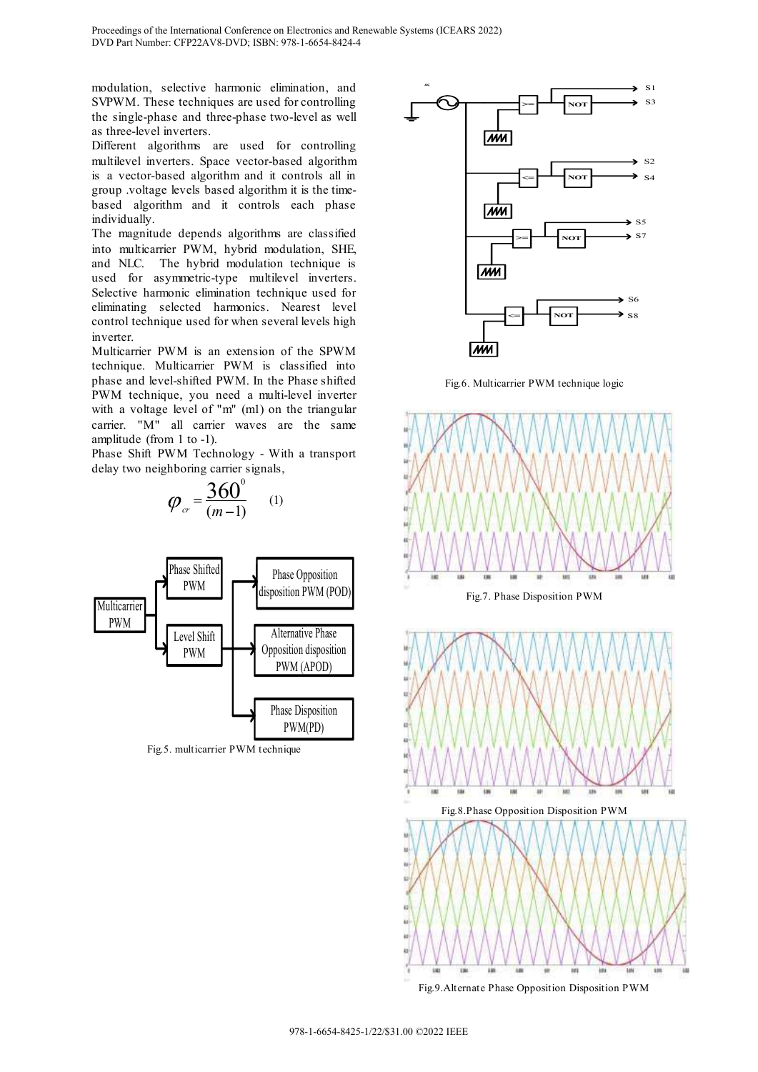modulation, selective harmonic elimination, and SVPWM. These techniques are used for controlling the single-phase and three-phase two-level as well as three-level inverters.

Different algorithms are used for controlling multilevel inverters. Space vector-based algorithm is a vector-based algorithm and it controls all in group .voltage levels based algorithm it is the time-based algorithm and it controls each phase individually.

The magnitude depends algorithms are classified into multicarrier PWM, hybrid modulation, SHE, and NLC. The hybrid modulation technique is used for asymmetric-type multilevel inverters. Selective harmonic elimination technique used for eliminating selected harmonics. Nearest level control technique used for when several levels high inverter.

Multicarrier PWM is an extension of the SPWM technique. Multicarrier PWM is classified into phase and level-shifted PWM. In the Phase shifted PWM technique, you need a multi-level inverter with a voltage level of "m" (ml) on the triangular carrier. "M" all carrier waves are the same amplitude (from 1 to -1).

Phase Shift PWM Technology - With a transport delay two neighboring carrier signals,

$$\varphi_{cr} = \frac{360^{0}}{(m-1)} \quad (1)$$

Fig.5. multicarrier PWM technique

Fig.6. Multicarrier PWM technique logic

Fig.7. Phase Disposition PWM

Fig.8.Phase Opposition Disposition PWM

Fig.9.Alternate Phase Opposition Disposition PWM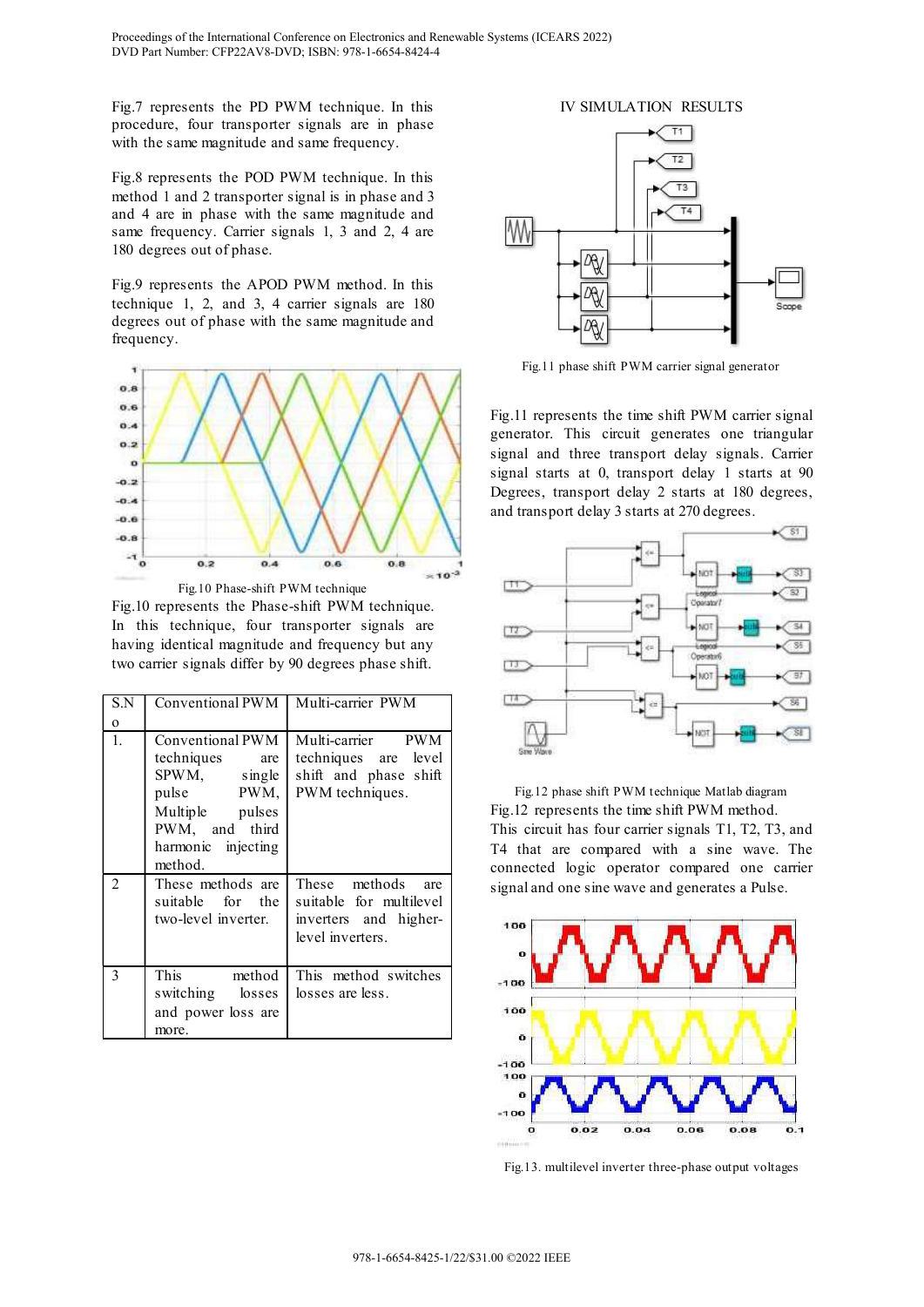Fig.7 represents the PD PWM technique. In this procedure, four transporter signals are in phase with the same magnitude and same frequency.

Fig.8 represents the POD PWM technique. In this method 1 and 2 transporter signal is in phase and 3 and 4 are in phase with the same magnitude and same frequency. Carrier signals 1, 3 and 2, 4 are 180 degrees out of phase.

Fig.9 represents the APOD PWM method. In this technique 1, 2, and 3, 4 carrier signals are 180 degrees out of phase with the same magnitude and frequency.

Fig.10 Phase-shift PWM technique

Fig.10 represents the Phase-shift PWM technique. In this technique, four transporter signals are having identical magnitude and frequency but any two carrier signals differ by 90 degrees phase shift.

| S.No | Conventional PWM | Multi-carrier PWM |
|---|---|---|
| 1. | Conventional PWM techniques are SPWM, single pulse PWM, Multiple pulses PWM, and third harmonic injecting method. | Multi-carrier PWM techniques are level shift and phase shift PWM techniques. |
| 2 | These methods are suitable for the two-level inverter. | These methods are suitable for multilevel inverters and higher-level inverters. |
| 3 | This method switching losses and power loss are more. | This method switches losses are less. |

## IV SIMULATION RESULTS

Fig.11 phase shift PWM carrier signal generator

Fig.11 represents the time shift PWM carrier signal generator. This circuit generates one triangular signal and three transport delay signals. Carrier signal starts at 0, transport delay 1 starts at 90 Degrees, transport delay 2 starts at 180 degrees, and transport delay 3 starts at 270 degrees.

Fig.12 phase shift PWM technique Matlab diagram

Fig.12 represents the time shift PWM method. This circuit has four carrier signals T1, T2, T3, and T4 that are compared with a sine wave. The connected logic operator compared one carrier signal and one sine wave and generates a Pulse.

Fig.13. multilevel inverter three-phase output voltages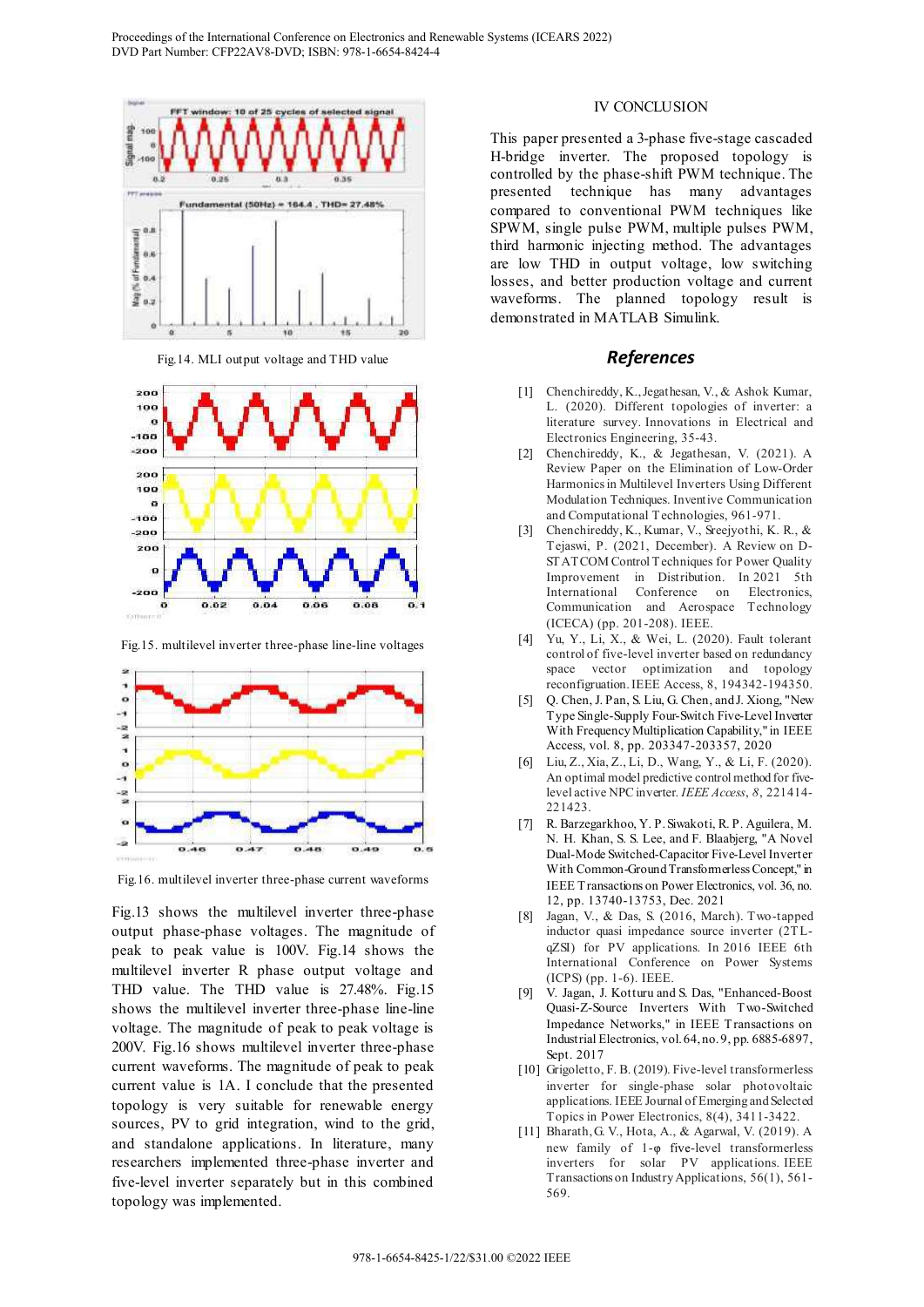Fig.14. MLI output voltage and THD value

Fig.15. multilevel inverter three-phase line-line voltages

Fig.16. multilevel inverter three-phase current waveforms

Fig.13 shows the multilevel inverter three-phase output phase-phase voltages. The magnitude of peak to peak value is 100V. Fig.14 shows the multilevel inverter R phase output voltage and THD value. The THD value is 27.48%. Fig.15 shows the multilevel inverter three-phase line-line voltage. The magnitude of peak to peak voltage is 200V. Fig.16 shows multilevel inverter three-phase current waveforms. The magnitude of peak to peak current value is 1A. I conclude that the presented topology is very suitable for renewable energy sources, PV to grid integration, wind to the grid, and standalone applications. In literature, many researchers implemented three-phase inverter and five-level inverter separately but in this combined topology was implemented.

## IV CONCLUSION

This paper presented a 3-phase five-stage cascaded H-bridge inverter. The proposed topology is controlled by the phase-shift PWM technique. The presented technique has many advantages compared to conventional PWM techniques like SPWM, single pulse PWM, multiple pulses PWM, third harmonic injecting method. The advantages are low THD in output voltage, low switching losses, and better production voltage and current waveforms. The planned topology result is demonstrated in MATLAB Simulink.

## *References*

[1] Chenchireddy, K., Jegathesan, V., & Ashok Kumar, L. (2020). Different topologies of inverter: a literature survey. Innovations in Electrical and Electronics Engineering, 35-43.

[2] Chenchireddy, K., & Jegathesan, V. (2021). A Review Paper on the Elimination of Low-Order Harmonics in Multilevel Inverters Using Different Modulation Techniques. Inventive Communication and Computational Technologies, 961-971.

[3] Chenchireddy, K., Kumar, V., Sreejyothi, K. R., & Tejaswi, P. (2021, December). A Review on D-STATCOM Control Techniques for Power Quality Improvement in Distribution. In 2021 5th International Conference on Electronics, Communication and Aerospace Technology (ICECA) (pp. 201-208). IEEE.

[4] Yu, Y., Li, X., & Wei, L. (2020). Fault tolerant control of five-level inverter based on redundancy space vector optimization and topology reconfigruation. IEEE Access, 8, 194342-194350.

[5] Q. Chen, J. Pan, S. Liu, G. Chen, and J. Xiong, "New Type Single-Supply Four-Switch Five-Level Inverter With Frequency Multiplication Capability," in IEEE Access, vol. 8, pp. 203347-203357, 2020

[6] Liu, Z., Xia, Z., Li, D., Wang, Y., & Li, F. (2020). An optimal model predictive control method for five-level active NPC inverter. *IEEE Access*, *8*, 221414-221423.

[7] R. Barzegarkhoo, Y. P. Siwakoti, R. P. Aguilera, M. N. H. Khan, S. S. Lee, and F. Blaabjerg, "A Novel Dual-Mode Switched-Capacitor Five-Level Inverter With Common-Ground Transformerless Concept," in IEEE Transactions on Power Electronics, vol. 36, no. 12, pp. 13740-13753, Dec. 2021

[8] Jagan, V., & Das, S. (2016, March). Two-tapped inductor quasi impedance source inverter (2TL-qZSI) for PV applications. In 2016 IEEE 6th International Conference on Power Systems (ICPS) (pp. 1-6). IEEE.

[9] V. Jagan, J. Kotturu and S. Das, "Enhanced-Boost Quasi-Z-Source Inverters With Two-Switched Impedance Networks," in IEEE Transactions on Industrial Electronics, vol. 64, no. 9, pp. 6885-6897, Sept. 2017

[10] Grigoletto, F. B. (2019). Five-level transformerless inverter for single-phase solar photovoltaic applications. IEEE Journal of Emerging and Selected Topics in Power Electronics, 8(4), 3411-3422.

[11] Bharath, G. V., Hota, A., & Agarwal, V. (2019). A new family of 1-φ five-level transformerless inverters for solar PV applications. IEEE Transactions on Industry Applications, 56(1), 561-569.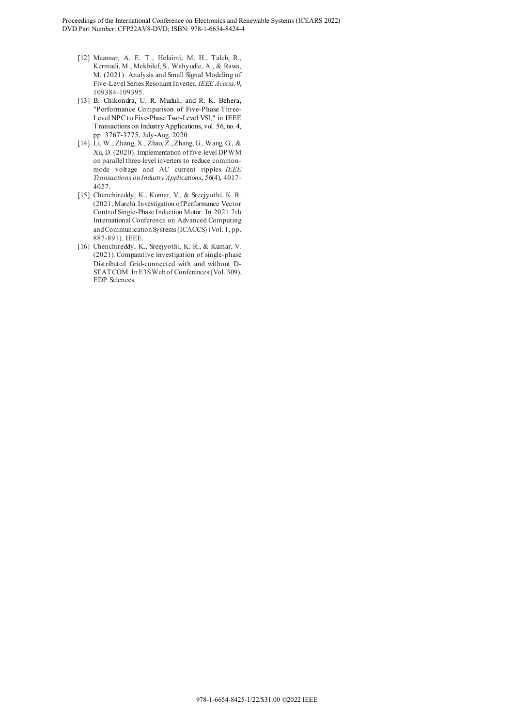[12] Maamar, A. E. T., Helaimi, M. H., Taleb, R., Kermadi, M., Mekhilef, S., Wahyudie, A., & Rawa, M. (2021). Analysis and Small Signal Modeling of Five-Level Series Resonant Inverter. *IEEE Access*, *9*, 109384-109395.

[13] B. Chikondra, U. R. Muduli, and R. K. Behera, "Performance Comparison of Five-Phase Three-Level NPC to Five-Phase Two-Level VSI," in IEEE Transactions on Industry Applications, vol. 56, no. 4, pp. 3767-3775, July-Aug. 2020

[14] Li, W., Zhang, X., Zhao, Z., Zhang, G., Wang, G., & Xu, D. (2020). Implementation of five-level DPWM on parallel three-level inverters to reduce common-mode voltage and AC current ripples. *IEEE Transactions on Industry Applications*, *56*(4), 4017-4027.

[15] Chenchireddy, K., Kumar, V., & Sreejyothi, K. R. (2021, March). Investigation of Performance Vector Control Single-Phase Induction Motor. In 2021 7th International Conference on Advanced Computing and Communication Systems (ICACCS) (Vol. 1, pp. 887-891). IEEE.

[16] Chenchireddy, K., Sreejyothi, K. R., & Kumar, V. (2021). Comparative investigation of single-phase Distributed Grid-connected with and without D-STATCOM. In E3S Web of Conferences (Vol. 309). EDP Sciences.